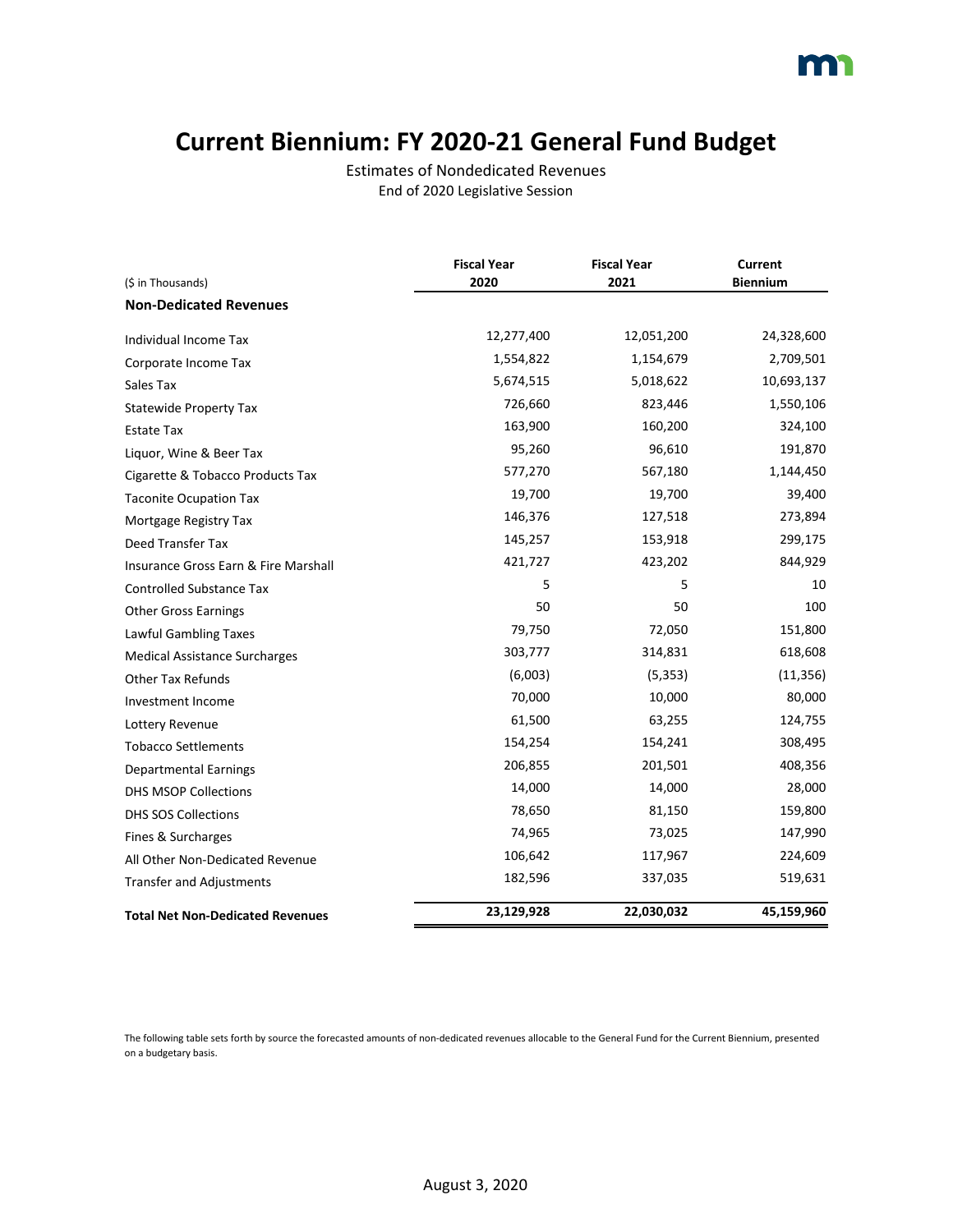# Current Biennium: FY 2020-21 General Fund Budget

Estimates of Nondedicated Revenues
End of 2020 Legislative Session

| ($ in Thousands) | Fiscal Year 2020 | Fiscal Year 2021 | Current Biennium |
|---|---|---|---|
| **Non-Dedicated Revenues** | | | |
| Individual Income Tax | 12,277,400 | 12,051,200 | 24,328,600 |
| Corporate Income Tax | 1,554,822 | 1,154,679 | 2,709,501 |
| Sales Tax | 5,674,515 | 5,018,622 | 10,693,137 |
| Statewide Property Tax | 726,660 | 823,446 | 1,550,106 |
| Estate Tax | 163,900 | 160,200 | 324,100 |
| Liquor, Wine & Beer Tax | 95,260 | 96,610 | 191,870 |
| Cigarette & Tobacco Products Tax | 577,270 | 567,180 | 1,144,450 |
| Taconite Ocupation Tax | 19,700 | 19,700 | 39,400 |
| Mortgage Registry Tax | 146,376 | 127,518 | 273,894 |
| Deed Transfer Tax | 145,257 | 153,918 | 299,175 |
| Insurance Gross Earn & Fire Marshall | 421,727 | 423,202 | 844,929 |
| Controlled Substance Tax | 5 | 5 | 10 |
| Other Gross Earnings | 50 | 50 | 100 |
| Lawful Gambling Taxes | 79,750 | 72,050 | 151,800 |
| Medical Assistance Surcharges | 303,777 | 314,831 | 618,608 |
| Other Tax Refunds | (6,003) | (5,353) | (11,356) |
| Investment Income | 70,000 | 10,000 | 80,000 |
| Lottery Revenue | 61,500 | 63,255 | 124,755 |
| Tobacco Settlements | 154,254 | 154,241 | 308,495 |
| Departmental Earnings | 206,855 | 201,501 | 408,356 |
| DHS MSOP Collections | 14,000 | 14,000 | 28,000 |
| DHS SOS Collections | 78,650 | 81,150 | 159,800 |
| Fines & Surcharges | 74,965 | 73,025 | 147,990 |
| All Other Non-Dedicated Revenue | 106,642 | 117,967 | 224,609 |
| Transfer and Adjustments | 182,596 | 337,035 | 519,631 |
| **Total Net Non-Dedicated Revenues** | **23,129,928** | **22,030,032** | **45,159,960** |

The following table sets forth by source the forecasted amounts of non-dedicated revenues allocable to the General Fund for the Current Biennium, presented on a budgetary basis.

August 3, 2020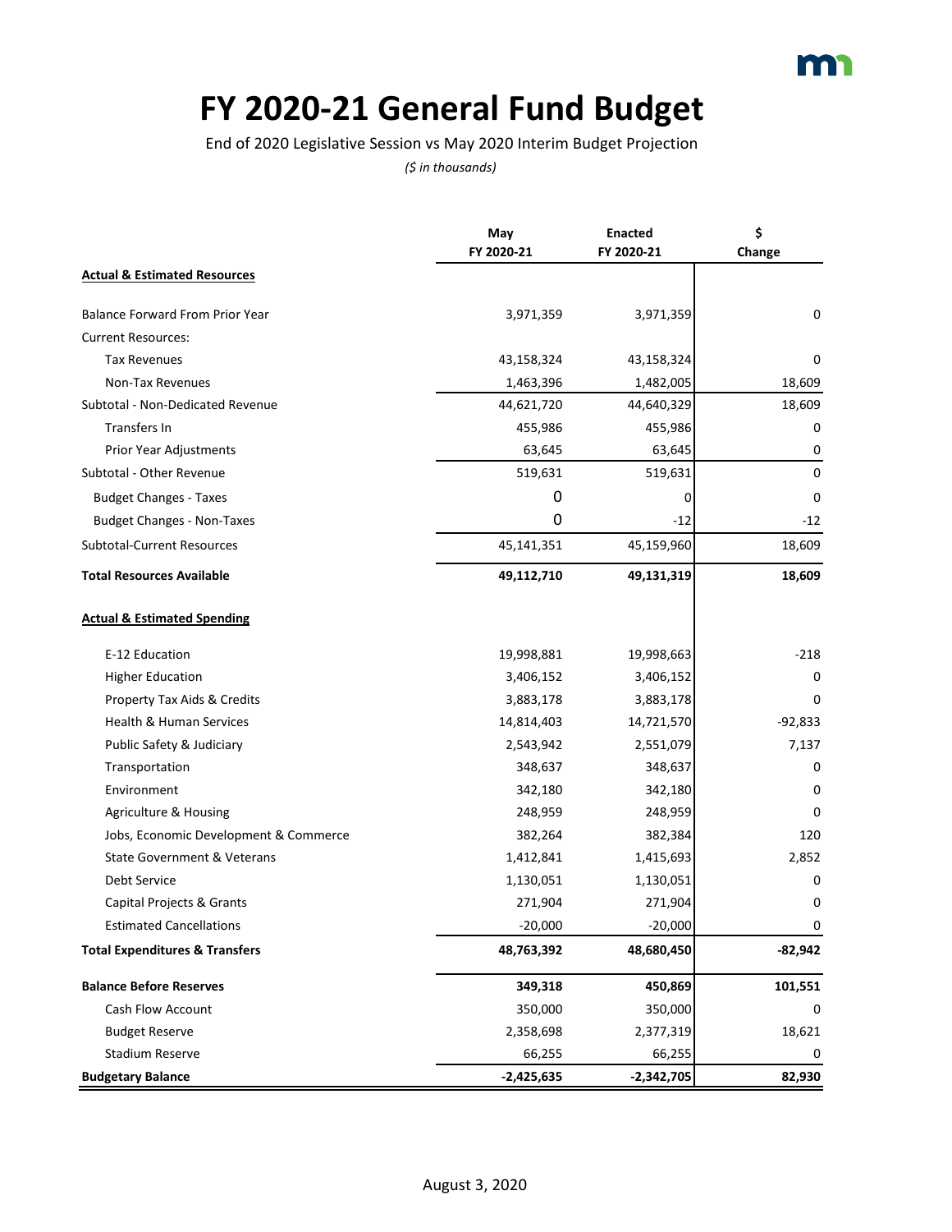# FY 2020-21 General Fund Budget

End of 2020 Legislative Session vs May 2020 Interim Budget Projection

*($ in thousands)*

| | May FY 2020-21 | Enacted FY 2020-21 | $ Change |
|---|---|---|---|
| **Actual & Estimated Resources** | | | |
| Balance Forward From Prior Year | 3,971,359 | 3,971,359 | 0 |
| Current Resources: | | | |
| Tax Revenues | 43,158,324 | 43,158,324 | 0 |
| Non-Tax Revenues | 1,463,396 | 1,482,005 | 18,609 |
| Subtotal - Non-Dedicated Revenue | 44,621,720 | 44,640,329 | 18,609 |
| Transfers In | 455,986 | 455,986 | 0 |
| Prior Year Adjustments | 63,645 | 63,645 | 0 |
| Subtotal - Other Revenue | 519,631 | 519,631 | 0 |
| Budget Changes - Taxes | 0 | 0 | 0 |
| Budget Changes - Non-Taxes | 0 | -12 | -12 |
| Subtotal-Current Resources | 45,141,351 | 45,159,960 | 18,609 |
| **Total Resources Available** | **49,112,710** | **49,131,319** | **18,609** |
| **Actual & Estimated Spending** | | | |
| E-12 Education | 19,998,881 | 19,998,663 | -218 |
| Higher Education | 3,406,152 | 3,406,152 | 0 |
| Property Tax Aids & Credits | 3,883,178 | 3,883,178 | 0 |
| Health & Human Services | 14,814,403 | 14,721,570 | -92,833 |
| Public Safety & Judiciary | 2,543,942 | 2,551,079 | 7,137 |
| Transportation | 348,637 | 348,637 | 0 |
| Environment | 342,180 | 342,180 | 0 |
| Agriculture & Housing | 248,959 | 248,959 | 0 |
| Jobs, Economic Development & Commerce | 382,264 | 382,384 | 120 |
| State Government & Veterans | 1,412,841 | 1,415,693 | 2,852 |
| Debt Service | 1,130,051 | 1,130,051 | 0 |
| Capital Projects & Grants | 271,904 | 271,904 | 0 |
| Estimated Cancellations | -20,000 | -20,000 | 0 |
| **Total Expenditures & Transfers** | **48,763,392** | **48,680,450** | **-82,942** |
| **Balance Before Reserves** | **349,318** | **450,869** | **101,551** |
| Cash Flow Account | 350,000 | 350,000 | 0 |
| Budget Reserve | 2,358,698 | 2,377,319 | 18,621 |
| Stadium Reserve | 66,255 | 66,255 | 0 |
| **Budgetary Balance** | **-2,425,635** | **-2,342,705** | **82,930** |

August 3, 2020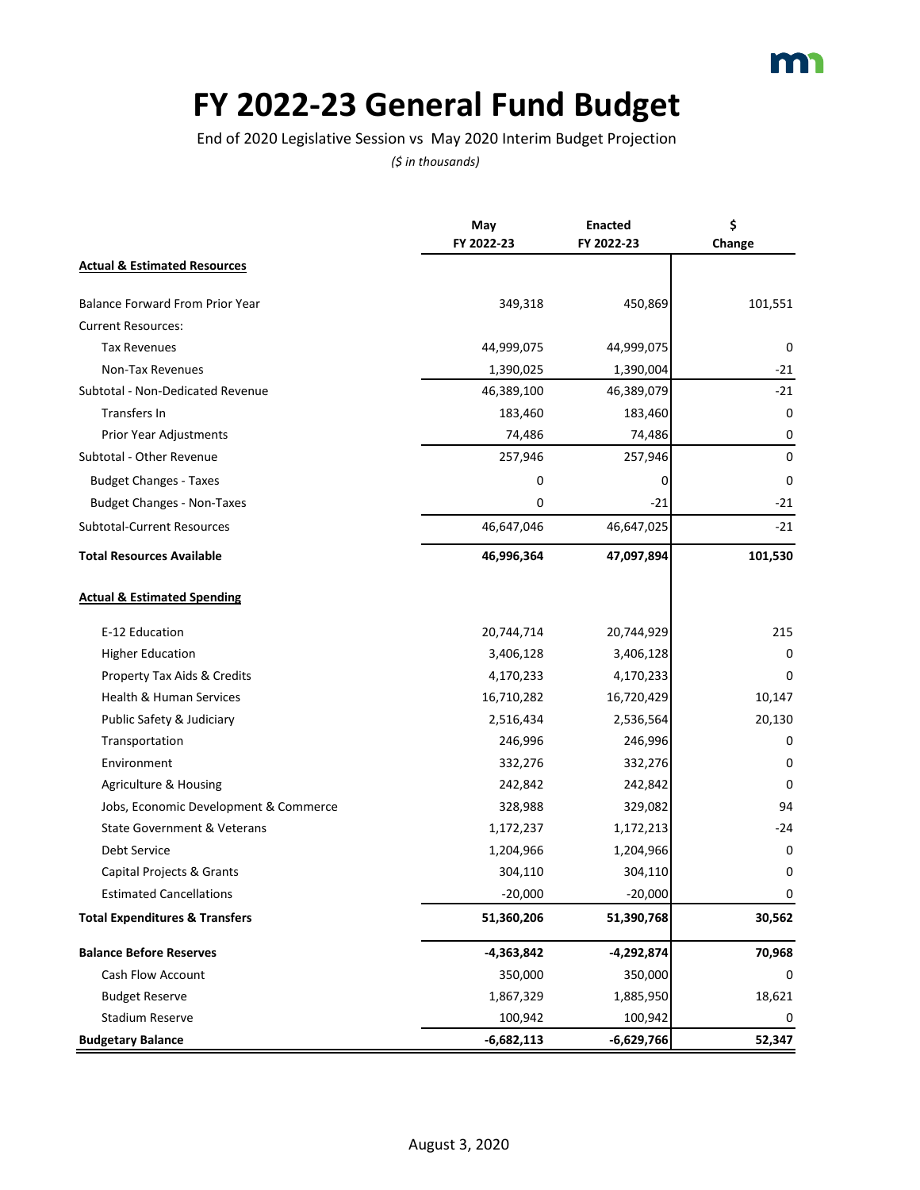# FY 2022-23 General Fund Budget

End of 2020 Legislative Session vs May 2020 Interim Budget Projection

*($ in thousands)*

| | May FY 2022-23 | Enacted FY 2022-23 | $ Change |
|---|---|---|---|
| **Actual & Estimated Resources** | | | |
| Balance Forward From Prior Year | 349,318 | 450,869 | 101,551 |
| Current Resources: | | | |
| Tax Revenues | 44,999,075 | 44,999,075 | 0 |
| Non-Tax Revenues | 1,390,025 | 1,390,004 | -21 |
| Subtotal - Non-Dedicated Revenue | 46,389,100 | 46,389,079 | -21 |
| Transfers In | 183,460 | 183,460 | 0 |
| Prior Year Adjustments | 74,486 | 74,486 | 0 |
| Subtotal - Other Revenue | 257,946 | 257,946 | 0 |
| Budget Changes - Taxes | 0 | 0 | 0 |
| Budget Changes - Non-Taxes | 0 | -21 | -21 |
| Subtotal-Current Resources | 46,647,046 | 46,647,025 | -21 |
| **Total Resources Available** | **46,996,364** | **47,097,894** | **101,530** |
| **Actual & Estimated Spending** | | | |
| E-12 Education | 20,744,714 | 20,744,929 | 215 |
| Higher Education | 3,406,128 | 3,406,128 | 0 |
| Property Tax Aids & Credits | 4,170,233 | 4,170,233 | 0 |
| Health & Human Services | 16,710,282 | 16,720,429 | 10,147 |
| Public Safety & Judiciary | 2,516,434 | 2,536,564 | 20,130 |
| Transportation | 246,996 | 246,996 | 0 |
| Environment | 332,276 | 332,276 | 0 |
| Agriculture & Housing | 242,842 | 242,842 | 0 |
| Jobs, Economic Development & Commerce | 328,988 | 329,082 | 94 |
| State Government & Veterans | 1,172,237 | 1,172,213 | -24 |
| Debt Service | 1,204,966 | 1,204,966 | 0 |
| Capital Projects & Grants | 304,110 | 304,110 | 0 |
| Estimated Cancellations | -20,000 | -20,000 | 0 |
| **Total Expenditures & Transfers** | **51,360,206** | **51,390,768** | **30,562** |
| **Balance Before Reserves** | **-4,363,842** | **-4,292,874** | **70,968** |
| Cash Flow Account | 350,000 | 350,000 | 0 |
| Budget Reserve | 1,867,329 | 1,885,950 | 18,621 |
| Stadium Reserve | 100,942 | 100,942 | 0 |
| **Budgetary Balance** | **-6,682,113** | **-6,629,766** | **52,347** |

August 3, 2020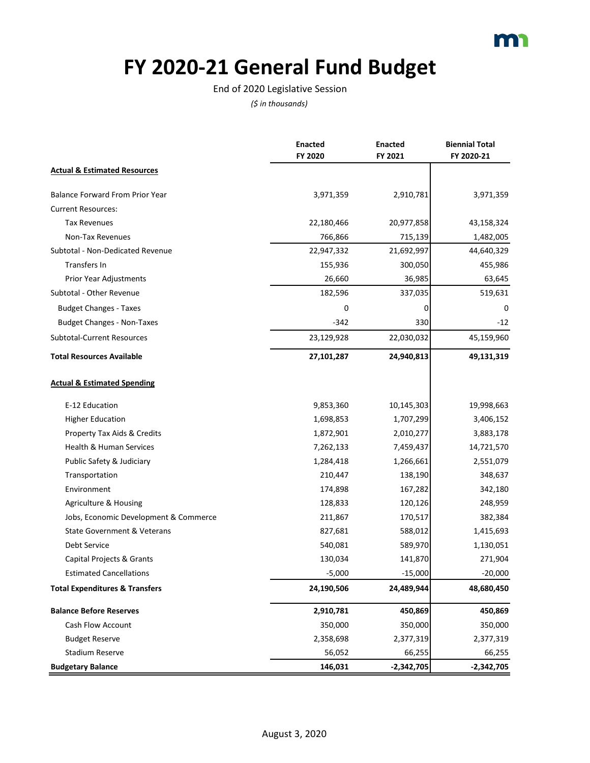# FY 2020-21 General Fund Budget

End of 2020 Legislative Session

*($ in thousands)*

| | Enacted FY 2020 | Enacted FY 2021 | Biennial Total FY 2020-21 |
|---|---|---|---|
| **Actual & Estimated Resources** | | | |
| Balance Forward From Prior Year | 3,971,359 | 2,910,781 | 3,971,359 |
| Current Resources: | | | |
| Tax Revenues | 22,180,466 | 20,977,858 | 43,158,324 |
| Non-Tax Revenues | 766,866 | 715,139 | 1,482,005 |
| Subtotal - Non-Dedicated Revenue | 22,947,332 | 21,692,997 | 44,640,329 |
| Transfers In | 155,936 | 300,050 | 455,986 |
| Prior Year Adjustments | 26,660 | 36,985 | 63,645 |
| Subtotal - Other Revenue | 182,596 | 337,035 | 519,631 |
| Budget Changes - Taxes | 0 | 0 | 0 |
| Budget Changes - Non-Taxes | -342 | 330 | -12 |
| Subtotal-Current Resources | 23,129,928 | 22,030,032 | 45,159,960 |
| **Total Resources Available** | **27,101,287** | **24,940,813** | **49,131,319** |
| **Actual & Estimated Spending** | | | |
| E-12 Education | 9,853,360 | 10,145,303 | 19,998,663 |
| Higher Education | 1,698,853 | 1,707,299 | 3,406,152 |
| Property Tax Aids & Credits | 1,872,901 | 2,010,277 | 3,883,178 |
| Health & Human Services | 7,262,133 | 7,459,437 | 14,721,570 |
| Public Safety & Judiciary | 1,284,418 | 1,266,661 | 2,551,079 |
| Transportation | 210,447 | 138,190 | 348,637 |
| Environment | 174,898 | 167,282 | 342,180 |
| Agriculture & Housing | 128,833 | 120,126 | 248,959 |
| Jobs, Economic Development & Commerce | 211,867 | 170,517 | 382,384 |
| State Government & Veterans | 827,681 | 588,012 | 1,415,693 |
| Debt Service | 540,081 | 589,970 | 1,130,051 |
| Capital Projects & Grants | 130,034 | 141,870 | 271,904 |
| Estimated Cancellations | -5,000 | -15,000 | -20,000 |
| **Total Expenditures & Transfers** | **24,190,506** | **24,489,944** | **48,680,450** |
| **Balance Before Reserves** | **2,910,781** | **450,869** | **450,869** |
| Cash Flow Account | 350,000 | 350,000 | 350,000 |
| Budget Reserve | 2,358,698 | 2,377,319 | 2,377,319 |
| Stadium Reserve | 56,052 | 66,255 | 66,255 |
| **Budgetary Balance** | **146,031** | **-2,342,705** | **-2,342,705** |

August 3, 2020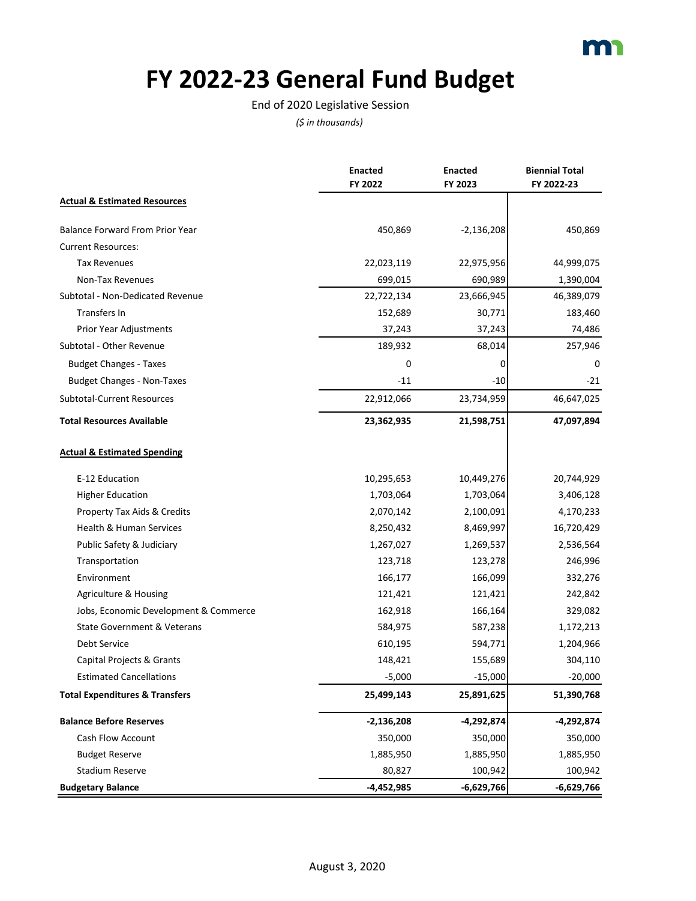# FY 2022-23 General Fund Budget

End of 2020 Legislative Session

*($ in thousands)*

| | Enacted FY 2022 | Enacted FY 2023 | Biennial Total FY 2022-23 |
|---|---|---|---|
| **Actual & Estimated Resources** | | | |
| Balance Forward From Prior Year | 450,869 | -2,136,208 | 450,869 |
| Current Resources: | | | |
| Tax Revenues | 22,023,119 | 22,975,956 | 44,999,075 |
| Non-Tax Revenues | 699,015 | 690,989 | 1,390,004 |
| Subtotal - Non-Dedicated Revenue | 22,722,134 | 23,666,945 | 46,389,079 |
| Transfers In | 152,689 | 30,771 | 183,460 |
| Prior Year Adjustments | 37,243 | 37,243 | 74,486 |
| Subtotal - Other Revenue | 189,932 | 68,014 | 257,946 |
| Budget Changes - Taxes | 0 | 0 | 0 |
| Budget Changes - Non-Taxes | -11 | -10 | -21 |
| Subtotal-Current Resources | 22,912,066 | 23,734,959 | 46,647,025 |
| **Total Resources Available** | **23,362,935** | **21,598,751** | **47,097,894** |
| **Actual & Estimated Spending** | | | |
| E-12 Education | 10,295,653 | 10,449,276 | 20,744,929 |
| Higher Education | 1,703,064 | 1,703,064 | 3,406,128 |
| Property Tax Aids & Credits | 2,070,142 | 2,100,091 | 4,170,233 |
| Health & Human Services | 8,250,432 | 8,469,997 | 16,720,429 |
| Public Safety & Judiciary | 1,267,027 | 1,269,537 | 2,536,564 |
| Transportation | 123,718 | 123,278 | 246,996 |
| Environment | 166,177 | 166,099 | 332,276 |
| Agriculture & Housing | 121,421 | 121,421 | 242,842 |
| Jobs, Economic Development & Commerce | 162,918 | 166,164 | 329,082 |
| State Government & Veterans | 584,975 | 587,238 | 1,172,213 |
| Debt Service | 610,195 | 594,771 | 1,204,966 |
| Capital Projects & Grants | 148,421 | 155,689 | 304,110 |
| Estimated Cancellations | -5,000 | -15,000 | -20,000 |
| **Total Expenditures & Transfers** | **25,499,143** | **25,891,625** | **51,390,768** |
| **Balance Before Reserves** | **-2,136,208** | **-4,292,874** | **-4,292,874** |
| Cash Flow Account | 350,000 | 350,000 | 350,000 |
| Budget Reserve | 1,885,950 | 1,885,950 | 1,885,950 |
| Stadium Reserve | 80,827 | 100,942 | 100,942 |
| **Budgetary Balance** | **-4,452,985** | **-6,629,766** | **-6,629,766** |

August 3, 2020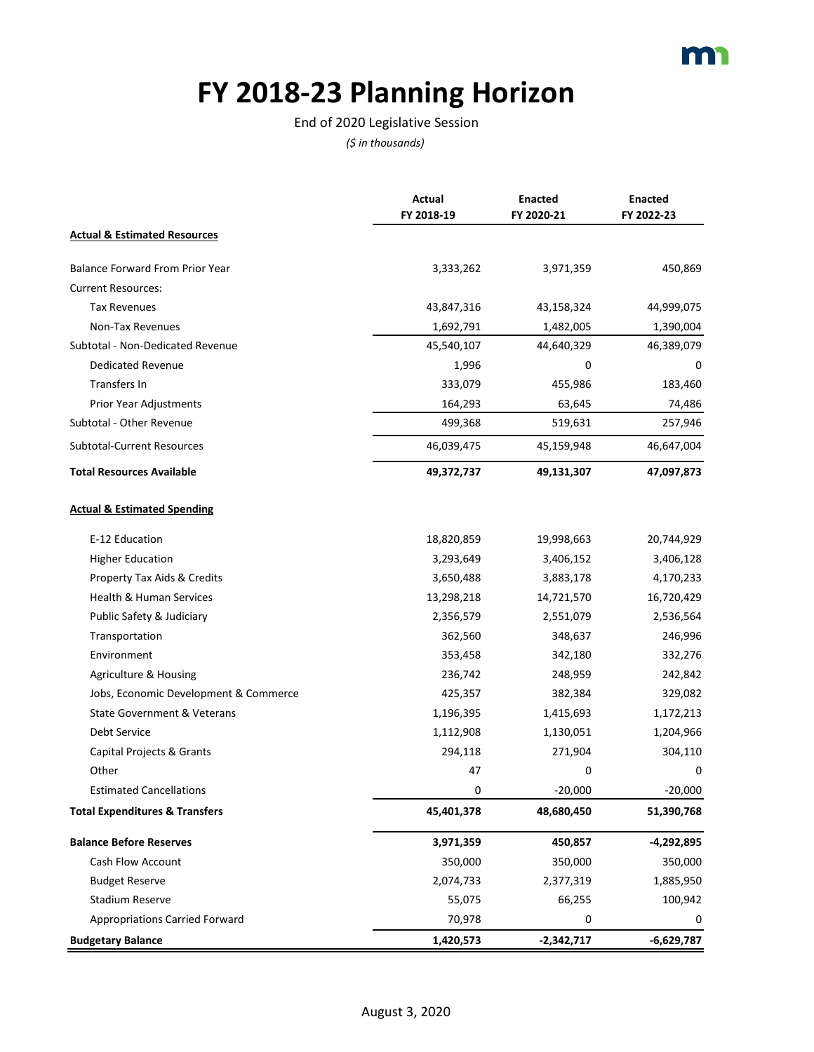# FY 2018-23 Planning Horizon

End of 2020 Legislative Session

*($ in thousands)*

| | Actual FY 2018-19 | Enacted FY 2020-21 | Enacted FY 2022-23 |
|---|---|---|---|
| **Actual & Estimated Resources** | | | |
| Balance Forward From Prior Year | 3,333,262 | 3,971,359 | 450,869 |
| Current Resources: | | | |
| Tax Revenues | 43,847,316 | 43,158,324 | 44,999,075 |
| Non-Tax Revenues | 1,692,791 | 1,482,005 | 1,390,004 |
| Subtotal - Non-Dedicated Revenue | 45,540,107 | 44,640,329 | 46,389,079 |
| Dedicated Revenue | 1,996 | 0 | 0 |
| Transfers In | 333,079 | 455,986 | 183,460 |
| Prior Year Adjustments | 164,293 | 63,645 | 74,486 |
| Subtotal - Other Revenue | 499,368 | 519,631 | 257,946 |
| Subtotal-Current Resources | 46,039,475 | 45,159,948 | 46,647,004 |
| **Total Resources Available** | **49,372,737** | **49,131,307** | **47,097,873** |
| **Actual & Estimated Spending** | | | |
| E-12 Education | 18,820,859 | 19,998,663 | 20,744,929 |
| Higher Education | 3,293,649 | 3,406,152 | 3,406,128 |
| Property Tax Aids & Credits | 3,650,488 | 3,883,178 | 4,170,233 |
| Health & Human Services | 13,298,218 | 14,721,570 | 16,720,429 |
| Public Safety & Judiciary | 2,356,579 | 2,551,079 | 2,536,564 |
| Transportation | 362,560 | 348,637 | 246,996 |
| Environment | 353,458 | 342,180 | 332,276 |
| Agriculture & Housing | 236,742 | 248,959 | 242,842 |
| Jobs, Economic Development & Commerce | 425,357 | 382,384 | 329,082 |
| State Government & Veterans | 1,196,395 | 1,415,693 | 1,172,213 |
| Debt Service | 1,112,908 | 1,130,051 | 1,204,966 |
| Capital Projects & Grants | 294,118 | 271,904 | 304,110 |
| Other | 47 | 0 | 0 |
| Estimated Cancellations | 0 | -20,000 | -20,000 |
| **Total Expenditures & Transfers** | **45,401,378** | **48,680,450** | **51,390,768** |
| **Balance Before Reserves** | **3,971,359** | **450,857** | **-4,292,895** |
| Cash Flow Account | 350,000 | 350,000 | 350,000 |
| Budget Reserve | 2,074,733 | 2,377,319 | 1,885,950 |
| Stadium Reserve | 55,075 | 66,255 | 100,942 |
| Appropriations Carried Forward | 70,978 | 0 | 0 |
| **Budgetary Balance** | **1,420,573** | **-2,342,717** | **-6,629,787** |

August 3, 2020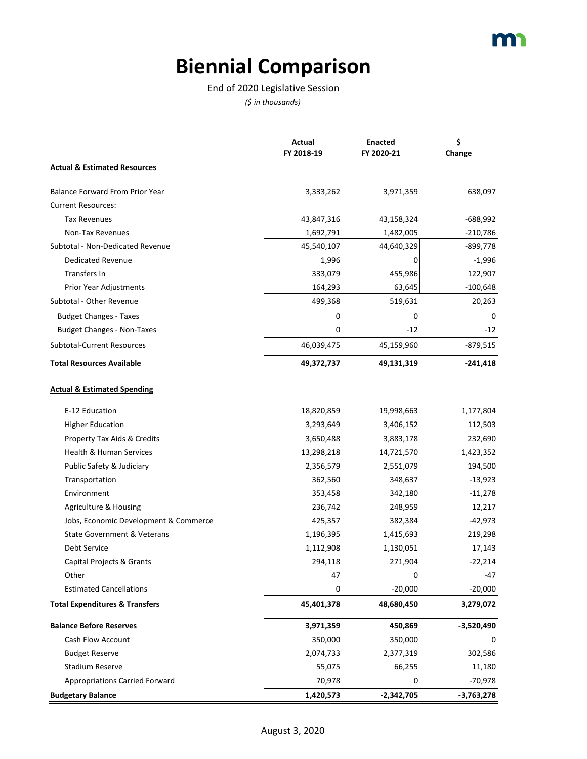# Biennial Comparison

End of 2020 Legislative Session

*($ in thousands)*

| | Actual FY 2018-19 | Enacted FY 2020-21 | $ Change |
|---|---|---|---|
| **Actual & Estimated Resources** | | | |
| Balance Forward From Prior Year | 3,333,262 | 3,971,359 | 638,097 |
| Current Resources: | | | |
| Tax Revenues | 43,847,316 | 43,158,324 | -688,992 |
| Non-Tax Revenues | 1,692,791 | 1,482,005 | -210,786 |
| Subtotal - Non-Dedicated Revenue | 45,540,107 | 44,640,329 | -899,778 |
| Dedicated Revenue | 1,996 | 0 | -1,996 |
| Transfers In | 333,079 | 455,986 | 122,907 |
| Prior Year Adjustments | 164,293 | 63,645 | -100,648 |
| Subtotal - Other Revenue | 499,368 | 519,631 | 20,263 |
| Budget Changes - Taxes | 0 | 0 | 0 |
| Budget Changes - Non-Taxes | 0 | -12 | -12 |
| Subtotal-Current Resources | 46,039,475 | 45,159,960 | -879,515 |
| **Total Resources Available** | **49,372,737** | **49,131,319** | **-241,418** |
| **Actual & Estimated Spending** | | | |
| E-12 Education | 18,820,859 | 19,998,663 | 1,177,804 |
| Higher Education | 3,293,649 | 3,406,152 | 112,503 |
| Property Tax Aids & Credits | 3,650,488 | 3,883,178 | 232,690 |
| Health & Human Services | 13,298,218 | 14,721,570 | 1,423,352 |
| Public Safety & Judiciary | 2,356,579 | 2,551,079 | 194,500 |
| Transportation | 362,560 | 348,637 | -13,923 |
| Environment | 353,458 | 342,180 | -11,278 |
| Agriculture & Housing | 236,742 | 248,959 | 12,217 |
| Jobs, Economic Development & Commerce | 425,357 | 382,384 | -42,973 |
| State Government & Veterans | 1,196,395 | 1,415,693 | 219,298 |
| Debt Service | 1,112,908 | 1,130,051 | 17,143 |
| Capital Projects & Grants | 294,118 | 271,904 | -22,214 |
| Other | 47 | 0 | -47 |
| Estimated Cancellations | 0 | -20,000 | -20,000 |
| **Total Expenditures & Transfers** | **45,401,378** | **48,680,450** | **3,279,072** |
| **Balance Before Reserves** | **3,971,359** | **450,869** | **-3,520,490** |
| Cash Flow Account | 350,000 | 350,000 | 0 |
| Budget Reserve | 2,074,733 | 2,377,319 | 302,586 |
| Stadium Reserve | 55,075 | 66,255 | 11,180 |
| Appropriations Carried Forward | 70,978 | 0 | -70,978 |
| **Budgetary Balance** | **1,420,573** | **-2,342,705** | **-3,763,278** |

August 3, 2020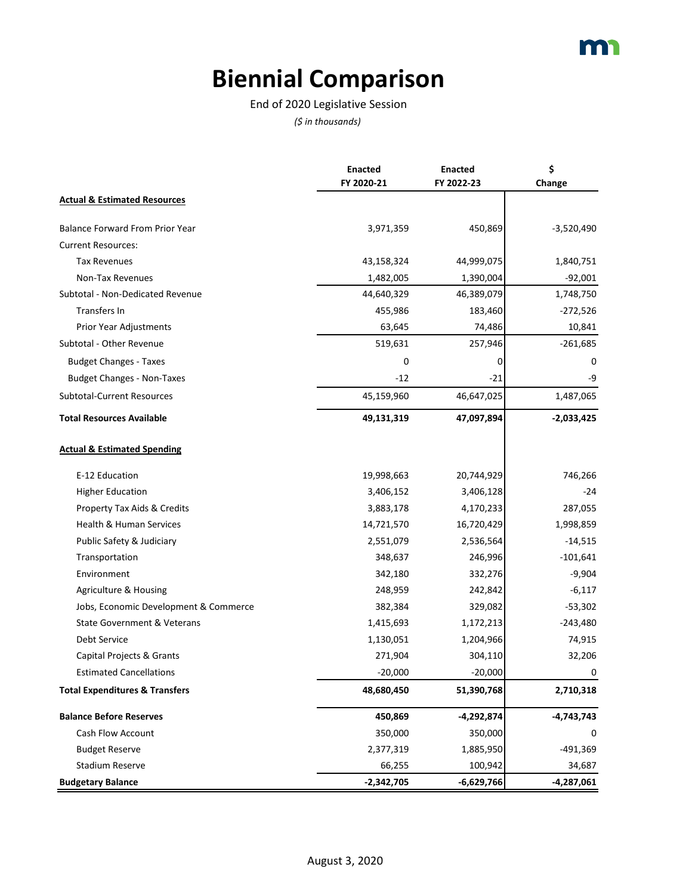# Biennial Comparison

End of 2020 Legislative Session

*($ in thousands)*

| | Enacted FY 2020-21 | Enacted FY 2022-23 | $ Change |
|---|---|---|---|
| **Actual & Estimated Resources** | | | |
| Balance Forward From Prior Year | 3,971,359 | 450,869 | -3,520,490 |
| Current Resources: | | | |
| Tax Revenues | 43,158,324 | 44,999,075 | 1,840,751 |
| Non-Tax Revenues | 1,482,005 | 1,390,004 | -92,001 |
| Subtotal - Non-Dedicated Revenue | 44,640,329 | 46,389,079 | 1,748,750 |
| Transfers In | 455,986 | 183,460 | -272,526 |
| Prior Year Adjustments | 63,645 | 74,486 | 10,841 |
| Subtotal - Other Revenue | 519,631 | 257,946 | -261,685 |
| Budget Changes - Taxes | 0 | 0 | 0 |
| Budget Changes - Non-Taxes | -12 | -21 | -9 |
| Subtotal-Current Resources | 45,159,960 | 46,647,025 | 1,487,065 |
| **Total Resources Available** | **49,131,319** | **47,097,894** | **-2,033,425** |
| **Actual & Estimated Spending** | | | |
| E-12 Education | 19,998,663 | 20,744,929 | 746,266 |
| Higher Education | 3,406,152 | 3,406,128 | -24 |
| Property Tax Aids & Credits | 3,883,178 | 4,170,233 | 287,055 |
| Health & Human Services | 14,721,570 | 16,720,429 | 1,998,859 |
| Public Safety & Judiciary | 2,551,079 | 2,536,564 | -14,515 |
| Transportation | 348,637 | 246,996 | -101,641 |
| Environment | 342,180 | 332,276 | -9,904 |
| Agriculture & Housing | 248,959 | 242,842 | -6,117 |
| Jobs, Economic Development & Commerce | 382,384 | 329,082 | -53,302 |
| State Government & Veterans | 1,415,693 | 1,172,213 | -243,480 |
| Debt Service | 1,130,051 | 1,204,966 | 74,915 |
| Capital Projects & Grants | 271,904 | 304,110 | 32,206 |
| Estimated Cancellations | -20,000 | -20,000 | 0 |
| **Total Expenditures & Transfers** | **48,680,450** | **51,390,768** | **2,710,318** |
| **Balance Before Reserves** | **450,869** | **-4,292,874** | **-4,743,743** |
| Cash Flow Account | 350,000 | 350,000 | 0 |
| Budget Reserve | 2,377,319 | 1,885,950 | -491,369 |
| Stadium Reserve | 66,255 | 100,942 | 34,687 |
| **Budgetary Balance** | **-2,342,705** | **-6,629,766** | **-4,287,061** |

August 3, 2020